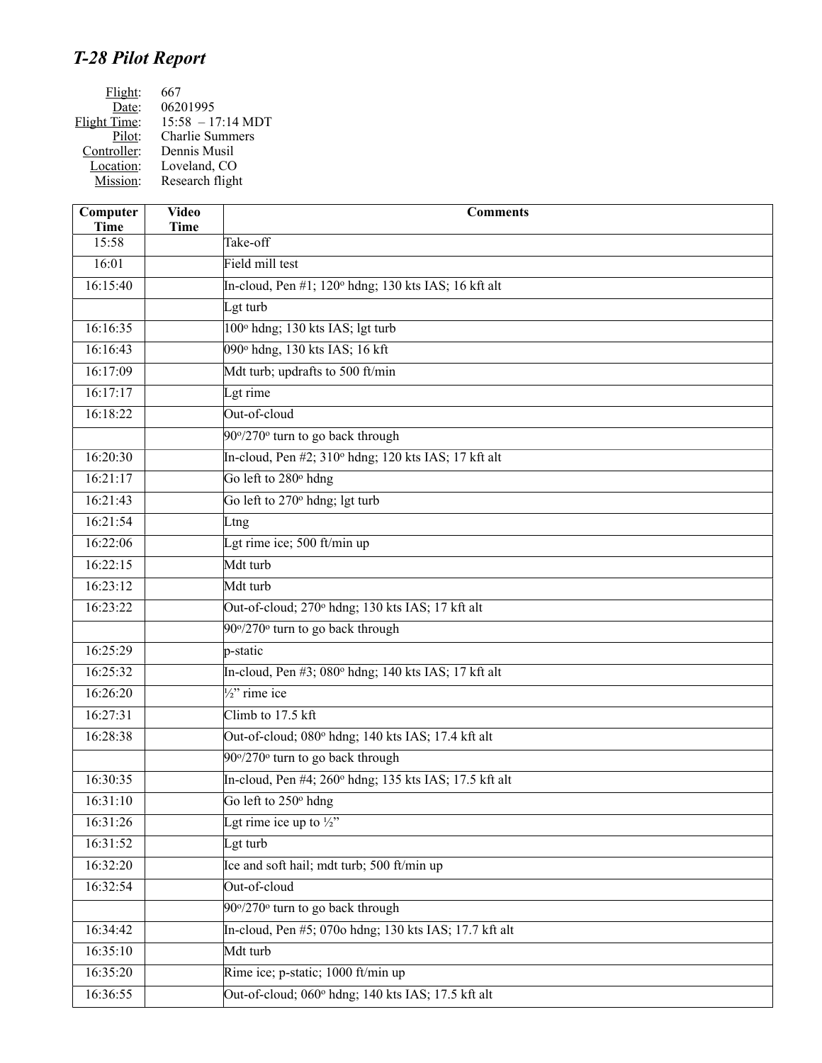# *T-28 Pilot Report*

Flight: 667
Date: 06201995
Flight Time: 15:58 – 17:14 MDT
Pilot: Charlie Summers
Controller: Dennis Musil
Location: Loveland, CO
Mission: Research flight

| Computer Time | Video Time | Comments |
|---|---|---|
| 15:58 | | Take-off |
| 16:01 | | Field mill test |
| 16:15:40 | | In-cloud, Pen #1; 120° hdng; 130 kts IAS; 16 kft alt |
| | | Lgt turb |
| 16:16:35 | | 100° hdng; 130 kts IAS; lgt turb |
| 16:16:43 | | 090° hdng, 130 kts IAS; 16 kft |
| 16:17:09 | | Mdt turb; updrafts to 500 ft/min |
| 16:17:17 | | Lgt rime |
| 16:18:22 | | Out-of-cloud |
| | | 90°/270° turn to go back through |
| 16:20:30 | | In-cloud, Pen #2; 310° hdng; 120 kts IAS; 17 kft alt |
| 16:21:17 | | Go left to 280° hdng |
| 16:21:43 | | Go left to 270° hdng; lgt turb |
| 16:21:54 | | Ltng |
| 16:22:06 | | Lgt rime ice; 500 ft/min up |
| 16:22:15 | | Mdt turb |
| 16:23:12 | | Mdt turb |
| 16:23:22 | | Out-of-cloud; 270° hdng; 130 kts IAS; 17 kft alt |
| | | 90°/270° turn to go back through |
| 16:25:29 | | p-static |
| 16:25:32 | | In-cloud, Pen #3; 080° hdng; 140 kts IAS; 17 kft alt |
| 16:26:20 | | ½" rime ice |
| 16:27:31 | | Climb to 17.5 kft |
| 16:28:38 | | Out-of-cloud; 080° hdng; 140 kts IAS; 17.4 kft alt |
| | | 90°/270° turn to go back through |
| 16:30:35 | | In-cloud, Pen #4; 260° hdng; 135 kts IAS; 17.5 kft alt |
| 16:31:10 | | Go left to 250° hdng |
| 16:31:26 | | Lgt rime ice up to ½" |
| 16:31:52 | | Lgt turb |
| 16:32:20 | | Ice and soft hail; mdt turb; 500 ft/min up |
| 16:32:54 | | Out-of-cloud |
| | | 90°/270° turn to go back through |
| 16:34:42 | | In-cloud, Pen #5; 070o hdng; 130 kts IAS; 17.7 kft alt |
| 16:35:10 | | Mdt turb |
| 16:35:20 | | Rime ice; p-static; 1000 ft/min up |
| 16:36:55 | | Out-of-cloud; 060° hdng; 140 kts IAS; 17.5 kft alt |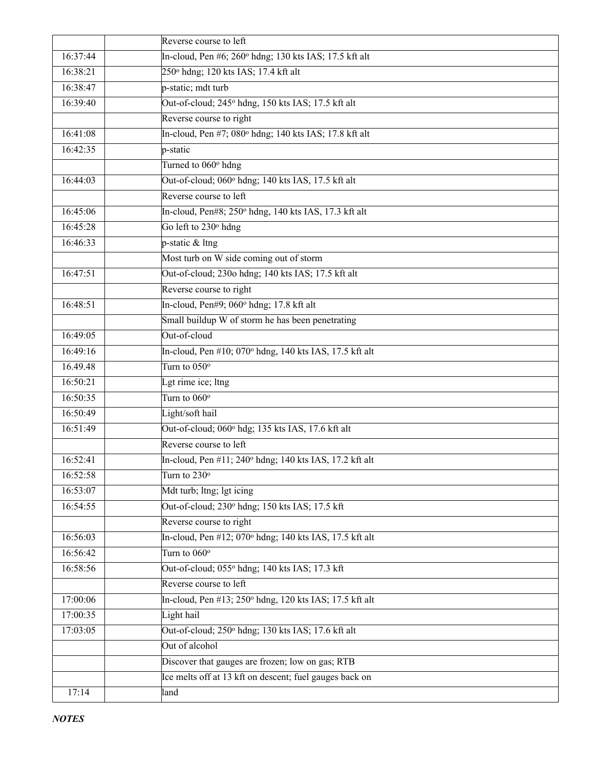| | | |
|---|---|---|
| | | Reverse course to left |
| 16:37:44 | | In-cloud, Pen #6; 260° hdng; 130 kts IAS; 17.5 kft alt |
| 16:38:21 | | 250° hdng; 120 kts IAS; 17.4 kft alt |
| 16:38:47 | | p-static; mdt turb |
| 16:39:40 | | Out-of-cloud; 245° hdng, 150 kts IAS; 17.5 kft alt |
| | | Reverse course to right |
| 16:41:08 | | In-cloud, Pen #7; 080° hdng; 140 kts IAS; 17.8 kft alt |
| 16:42:35 | | p-static |
| | | Turned to 060° hdng |
| 16:44:03 | | Out-of-cloud; 060° hdng; 140 kts IAS, 17.5 kft alt |
| | | Reverse course to left |
| 16:45:06 | | In-cloud, Pen#8; 250° hdng, 140 kts IAS, 17.3 kft alt |
| 16:45:28 | | Go left to 230° hdng |
| 16:46:33 | | p-static & ltng |
| | | Most turb on W side coming out of storm |
| 16:47:51 | | Out-of-cloud; 230o hdng; 140 kts IAS; 17.5 kft alt |
| | | Reverse course to right |
| 16:48:51 | | In-cloud, Pen#9; 060° hdng; 17.8 kft alt |
| | | Small buildup W of storm he has been penetrating |
| 16:49:05 | | Out-of-cloud |
| 16:49:16 | | In-cloud, Pen #10; 070° hdng, 140 kts IAS, 17.5 kft alt |
| 16.49.48 | | Turn to 050° |
| 16:50:21 | | Lgt rime ice; ltng |
| 16:50:35 | | Turn to 060° |
| 16:50:49 | | Light/soft hail |
| 16:51:49 | | Out-of-cloud; 060° hdg; 135 kts IAS, 17.6 kft alt |
| | | Reverse course to left |
| 16:52:41 | | In-cloud, Pen #11; 240° hdng, 140 kts IAS, 17.2 kft alt |
| 16:52:58 | | Turn to 230° |
| 16:53:07 | | Mdt turb; ltng; lgt icing |
| 16:54:55 | | Out-of-cloud; 230° hdng; 150 kts IAS; 17.5 kft |
| | | Reverse course to right |
| 16:56:03 | | In-cloud, Pen #12; 070° hdng; 140 kts IAS, 17.5 kft alt |
| 16:56:42 | | Turn to 060° |
| 16:58:56 | | Out-of-cloud; 055° hdng; 140 kts IAS; 17.3 kft |
| | | Reverse course to left |
| 17:00:06 | | In-cloud, Pen #13; 250° hdng, 120 kts IAS; 17.5 kft alt |
| 17:00:35 | | Light hail |
| 17:03:05 | | Out-of-cloud; 250° hdng; 130 kts IAS; 17.6 kft alt |
| | | Out of alcohol |
| | | Discover that gauges are frozen; low on gas; RTB |
| | | Ice melts off at 13 kft on descent; fuel gauges back on |
| 17:14 | | land |

***NOTES***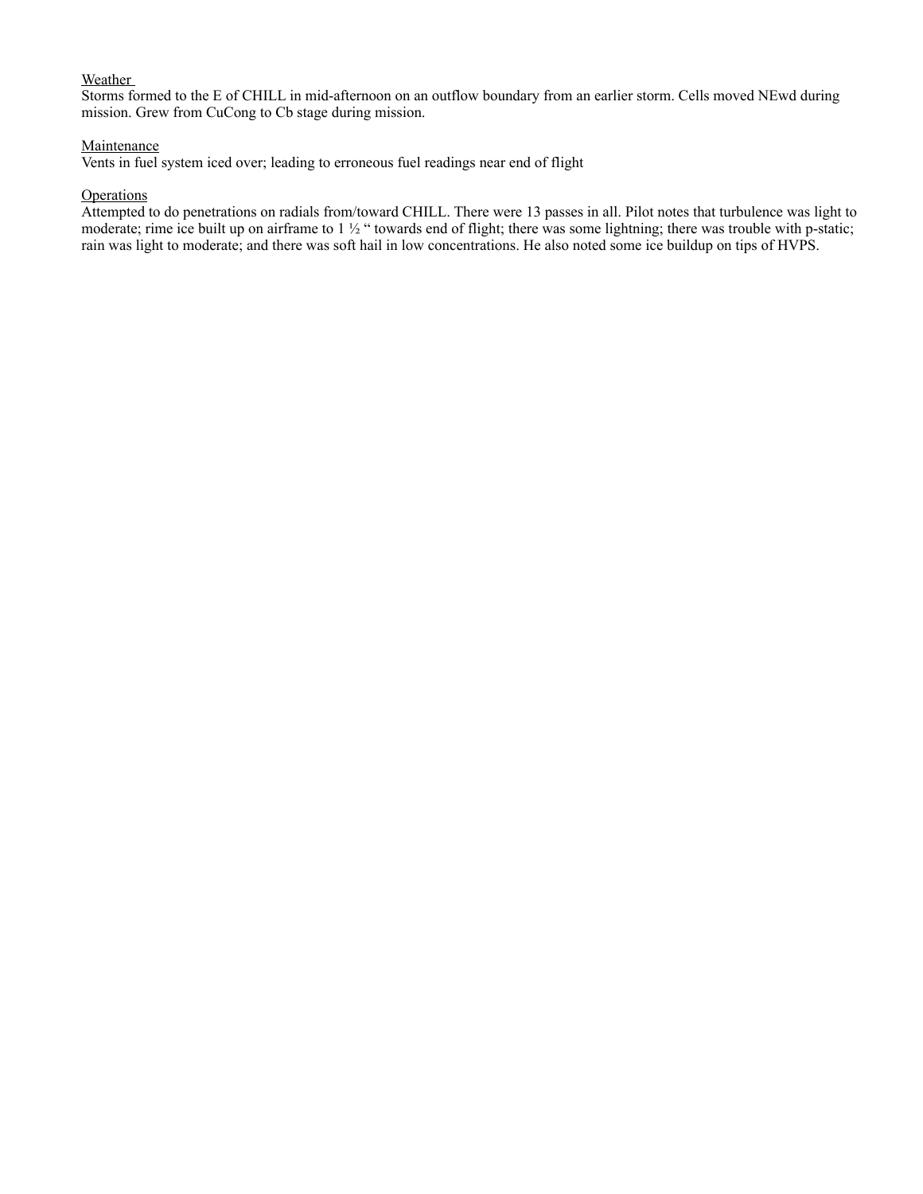Weather

Storms formed to the E of CHILL in mid-afternoon on an outflow boundary from an earlier storm. Cells moved NEwd during mission. Grew from CuCong to Cb stage during mission.

Maintenance

Vents in fuel system iced over; leading to erroneous fuel readings near end of flight

Operations

Attempted to do penetrations on radials from/toward CHILL. There were 13 passes in all. Pilot notes that turbulence was light to moderate; rime ice built up on airframe to 1 ½ " towards end of flight; there was some lightning; there was trouble with p-static; rain was light to moderate; and there was soft hail in low concentrations. He also noted some ice buildup on tips of HVPS.